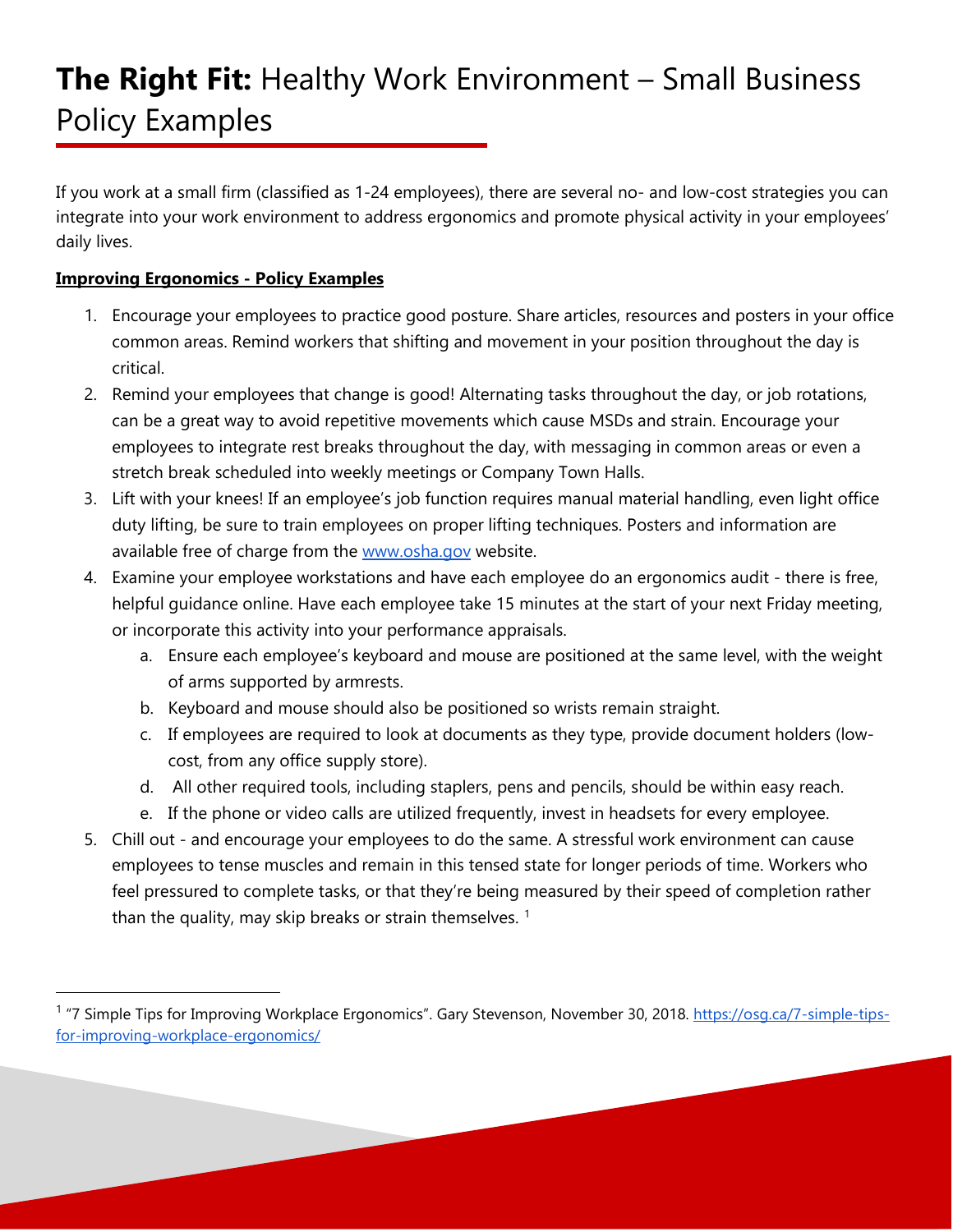# **The Right Fit:** Healthy Work Environment – Small Business Policy Examples

If you work at a small firm (classified as 1-24 employees), there are several no- and low-cost strategies you can integrate into your work environment to address ergonomics and promote physical activity in your employees' daily lives.

**Improving Ergonomics - Policy Examples**

1. Encourage your employees to practice good posture. Share articles, resources and posters in your office common areas. Remind workers that shifting and movement in your position throughout the day is critical.
2. Remind your employees that change is good! Alternating tasks throughout the day, or job rotations, can be a great way to avoid repetitive movements which cause MSDs and strain. Encourage your employees to integrate rest breaks throughout the day, with messaging in common areas or even a stretch break scheduled into weekly meetings or Company Town Halls.
3. Lift with your knees! If an employee's job function requires manual material handling, even light office duty lifting, be sure to train employees on proper lifting techniques. Posters and information are available free of charge from the [www.osha.gov](http://www.osha.gov) website.
4. Examine your employee workstations and have each employee do an ergonomics audit - there is free, helpful guidance online. Have each employee take 15 minutes at the start of your next Friday meeting, or incorporate this activity into your performance appraisals.
   a. Ensure each employee's keyboard and mouse are positioned at the same level, with the weight of arms supported by armrests.
   b. Keyboard and mouse should also be positioned so wrists remain straight.
   c. If employees are required to look at documents as they type, provide document holders (low-cost, from any office supply store).
   d. All other required tools, including staplers, pens and pencils, should be within easy reach.
   e. If the phone or video calls are utilized frequently, invest in headsets for every employee.
5. Chill out - and encourage your employees to do the same. A stressful work environment can cause employees to tense muscles and remain in this tensed state for longer periods of time. Workers who feel pressured to complete tasks, or that they're being measured by their speed of completion rather than the quality, may skip breaks or strain themselves. [1]

---

[1] "7 Simple Tips for Improving Workplace Ergonomics". Gary Stevenson, November 30, 2018. [https://osg.ca/7-simple-tips-for-improving-workplace-ergonomics/](https://osg.ca/7-simple-tips-for-improving-workplace-ergonomics/)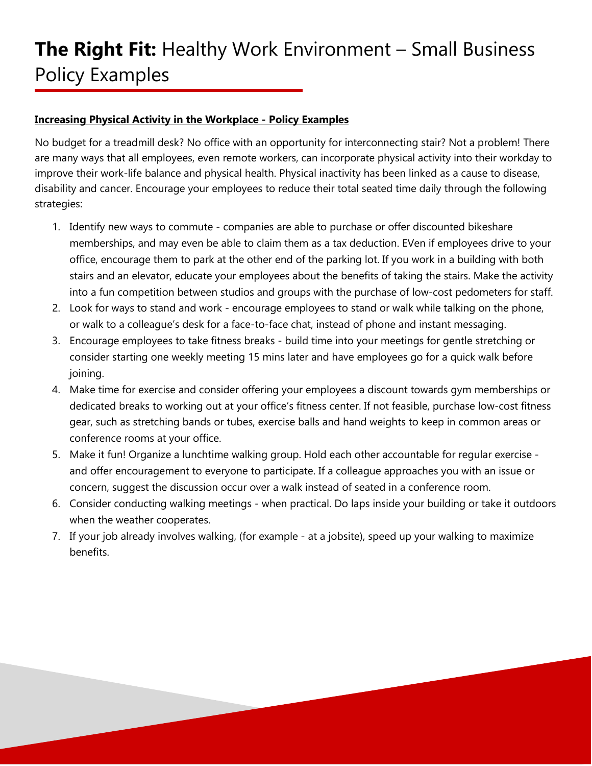# **The Right Fit:** Healthy Work Environment – Small Business Policy Examples

**Increasing Physical Activity in the Workplace - Policy Examples**

No budget for a treadmill desk? No office with an opportunity for interconnecting stair? Not a problem! There are many ways that all employees, even remote workers, can incorporate physical activity into their workday to improve their work-life balance and physical health. Physical inactivity has been linked as a cause to disease, disability and cancer. Encourage your employees to reduce their total seated time daily through the following strategies:

1. Identify new ways to commute - companies are able to purchase or offer discounted bikeshare memberships, and may even be able to claim them as a tax deduction. EVen if employees drive to your office, encourage them to park at the other end of the parking lot. If you work in a building with both stairs and an elevator, educate your employees about the benefits of taking the stairs. Make the activity into a fun competition between studios and groups with the purchase of low-cost pedometers for staff.
2. Look for ways to stand and work - encourage employees to stand or walk while talking on the phone, or walk to a colleague's desk for a face-to-face chat, instead of phone and instant messaging.
3. Encourage employees to take fitness breaks - build time into your meetings for gentle stretching or consider starting one weekly meeting 15 mins later and have employees go for a quick walk before joining.
4. Make time for exercise and consider offering your employees a discount towards gym memberships or dedicated breaks to working out at your office's fitness center. If not feasible, purchase low-cost fitness gear, such as stretching bands or tubes, exercise balls and hand weights to keep in common areas or conference rooms at your office.
5. Make it fun! Organize a lunchtime walking group. Hold each other accountable for regular exercise - and offer encouragement to everyone to participate. If a colleague approaches you with an issue or concern, suggest the discussion occur over a walk instead of seated in a conference room.
6. Consider conducting walking meetings - when practical. Do laps inside your building or take it outdoors when the weather cooperates.
7. If your job already involves walking, (for example - at a jobsite), speed up your walking to maximize benefits.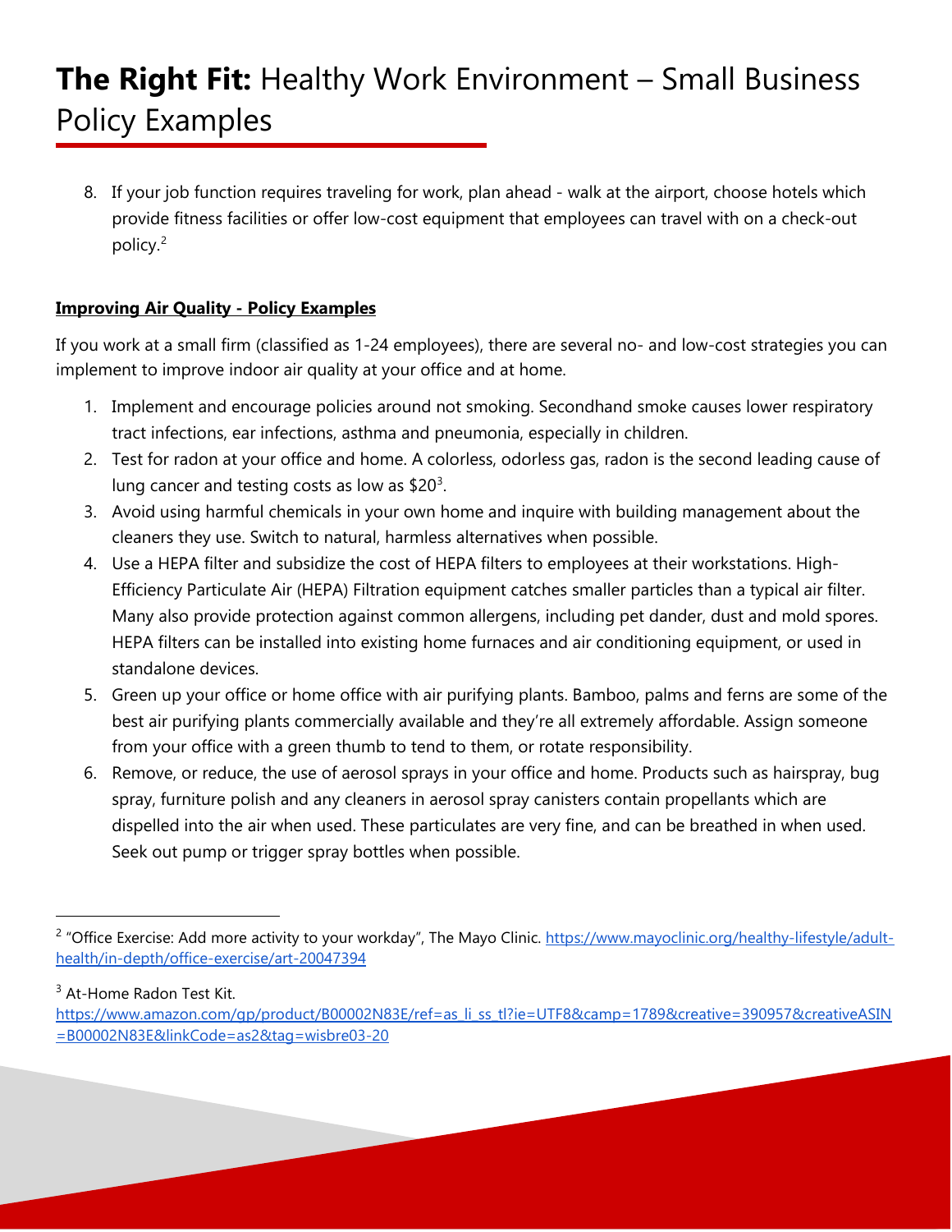8. If your job function requires traveling for work, plan ahead - walk at the airport, choose hotels which provide fitness facilities or offer low-cost equipment that employees can travel with on a check-out policy.[2]

**Improving Air Quality - Policy Examples**

If you work at a small firm (classified as 1-24 employees), there are several no- and low-cost strategies you can implement to improve indoor air quality at your office and at home.

1. Implement and encourage policies around not smoking. Secondhand smoke causes lower respiratory tract infections, ear infections, asthma and pneumonia, especially in children.
2. Test for radon at your office and home. A colorless, odorless gas, radon is the second leading cause of lung cancer and testing costs as low as $20[3].
3. Avoid using harmful chemicals in your own home and inquire with building management about the cleaners they use. Switch to natural, harmless alternatives when possible.
4. Use a HEPA filter and subsidize the cost of HEPA filters to employees at their workstations. High-Efficiency Particulate Air (HEPA) Filtration equipment catches smaller particles than a typical air filter. Many also provide protection against common allergens, including pet dander, dust and mold spores. HEPA filters can be installed into existing home furnaces and air conditioning equipment, or used in standalone devices.
5. Green up your office or home office with air purifying plants. Bamboo, palms and ferns are some of the best air purifying plants commercially available and they're all extremely affordable. Assign someone from your office with a green thumb to tend to them, or rotate responsibility.
6. Remove, or reduce, the use of aerosol sprays in your office and home. Products such as hairspray, bug spray, furniture polish and any cleaners in aerosol spray canisters contain propellants which are dispelled into the air when used. These particulates are very fine, and can be breathed in when used. Seek out pump or trigger spray bottles when possible.

---

[2] "Office Exercise: Add more activity to your workday", The Mayo Clinic. https://www.mayoclinic.org/healthy-lifestyle/adult-health/in-depth/office-exercise/art-20047394

[3] At-Home Radon Test Kit. https://www.amazon.com/gp/product/B00002N83E/ref=as_li_ss_tl?ie=UTF8&camp=1789&creative=390957&creativeASIN=B00002N83E&linkCode=as2&tag=wisbre03-20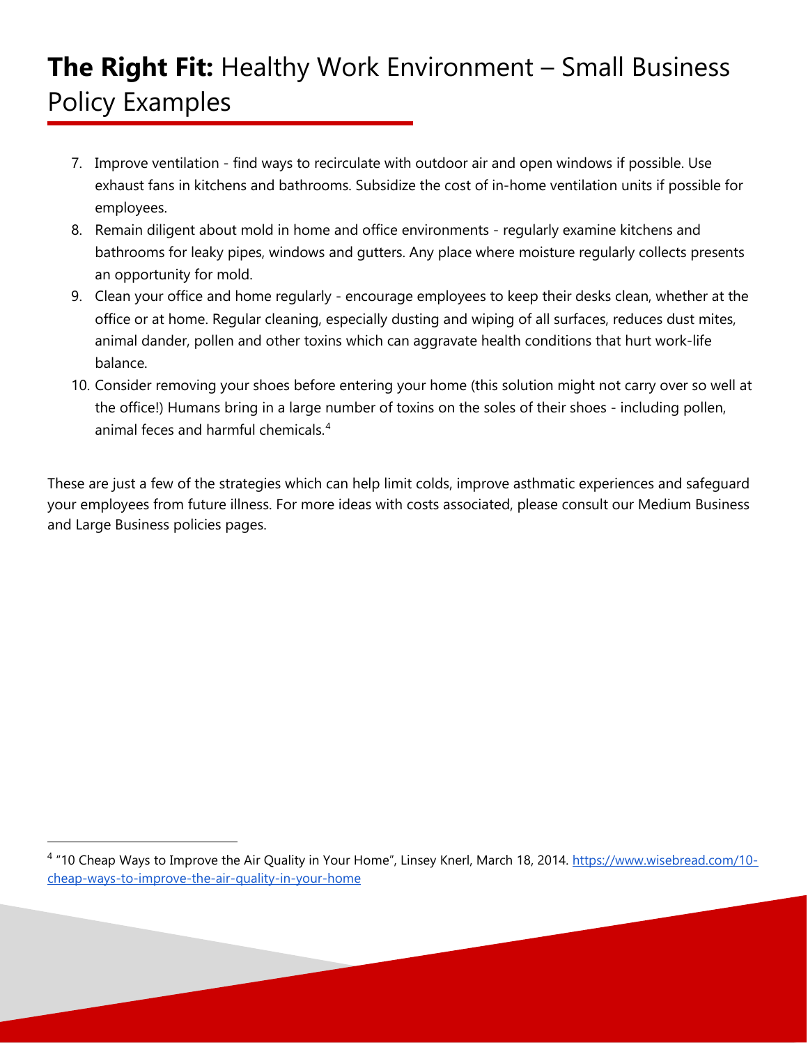# **The Right Fit:** Healthy Work Environment – Small Business Policy Examples

7. Improve ventilation - find ways to recirculate with outdoor air and open windows if possible. Use exhaust fans in kitchens and bathrooms. Subsidize the cost of in-home ventilation units if possible for employees.
8. Remain diligent about mold in home and office environments - regularly examine kitchens and bathrooms for leaky pipes, windows and gutters. Any place where moisture regularly collects presents an opportunity for mold.
9. Clean your office and home regularly - encourage employees to keep their desks clean, whether at the office or at home. Regular cleaning, especially dusting and wiping of all surfaces, reduces dust mites, animal dander, pollen and other toxins which can aggravate health conditions that hurt work-life balance.
10. Consider removing your shoes before entering your home (this solution might not carry over so well at the office!) Humans bring in a large number of toxins on the soles of their shoes - including pollen, animal feces and harmful chemicals.[4]

These are just a few of the strategies which can help limit colds, improve asthmatic experiences and safeguard your employees from future illness. For more ideas with costs associated, please consult our Medium Business and Large Business policies pages.

[4] "10 Cheap Ways to Improve the Air Quality in Your Home", Linsey Knerl, March 18, 2014. https://www.wisebread.com/10-cheap-ways-to-improve-the-air-quality-in-your-home